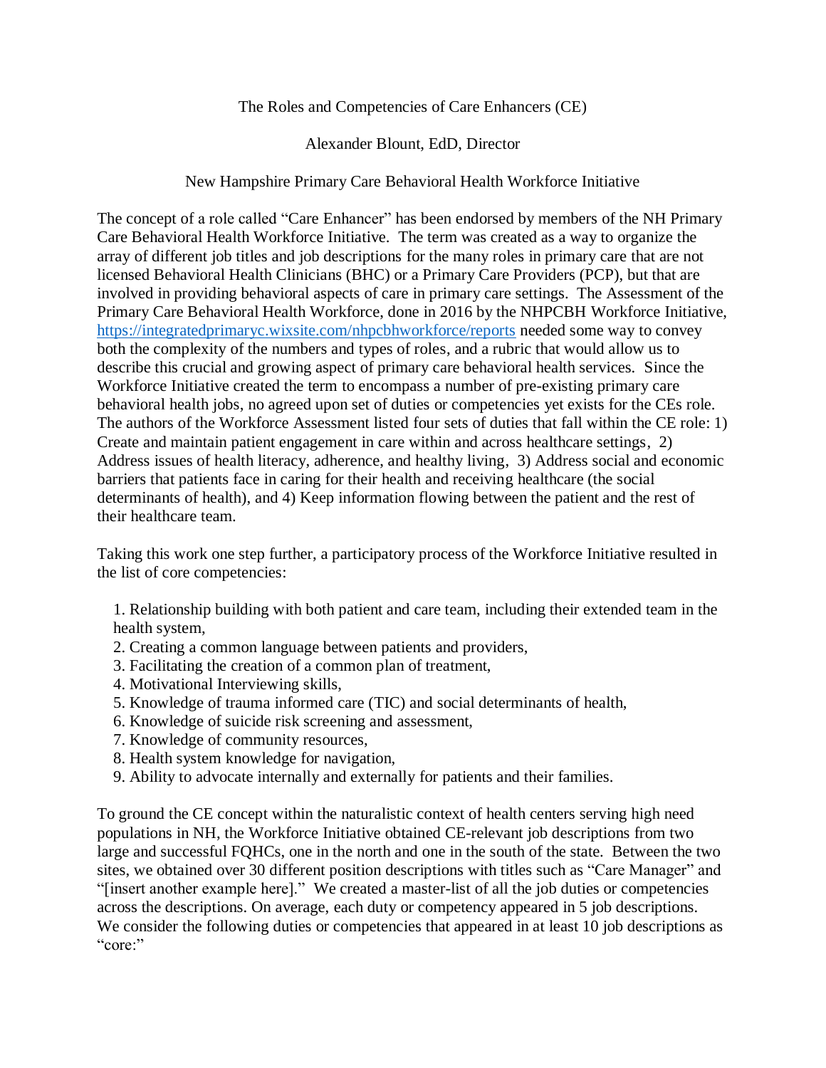The Roles and Competencies of Care Enhancers (CE)

Alexander Blount, EdD, Director

New Hampshire Primary Care Behavioral Health Workforce Initiative

The concept of a role called "Care Enhancer" has been endorsed by members of the NH Primary Care Behavioral Health Workforce Initiative. The term was created as a way to organize the array of different job titles and job descriptions for the many roles in primary care that are not licensed Behavioral Health Clinicians (BHC) or a Primary Care Providers (PCP), but that are involved in providing behavioral aspects of care in primary care settings. The Assessment of the Primary Care Behavioral Health Workforce, done in 2016 by the NHPCBH Workforce Initiative, https://integratedprimaryc.wixsite.com/nhpcbhworkforce/reports needed some way to convey both the complexity of the numbers and types of roles, and a rubric that would allow us to describe this crucial and growing aspect of primary care behavioral health services. Since the Workforce Initiative created the term to encompass a number of pre-existing primary care behavioral health jobs, no agreed upon set of duties or competencies yet exists for the CEs role. The authors of the Workforce Assessment listed four sets of duties that fall within the CE role: 1) Create and maintain patient engagement in care within and across healthcare settings, 2) Address issues of health literacy, adherence, and healthy living, 3) Address social and economic barriers that patients face in caring for their health and receiving healthcare (the social determinants of health), and 4) Keep information flowing between the patient and the rest of their healthcare team.

Taking this work one step further, a participatory process of the Workforce Initiative resulted in the list of core competencies:

1. Relationship building with both patient and care team, including their extended team in the health system,
2. Creating a common language between patients and providers,
3. Facilitating the creation of a common plan of treatment,
4. Motivational Interviewing skills,
5. Knowledge of trauma informed care (TIC) and social determinants of health,
6. Knowledge of suicide risk screening and assessment,
7. Knowledge of community resources,
8. Health system knowledge for navigation,
9. Ability to advocate internally and externally for patients and their families.

To ground the CE concept within the naturalistic context of health centers serving high need populations in NH, the Workforce Initiative obtained CE-relevant job descriptions from two large and successful FQHCs, one in the north and one in the south of the state. Between the two sites, we obtained over 30 different position descriptions with titles such as "Care Manager" and "[insert another example here]." We created a master-list of all the job duties or competencies across the descriptions. On average, each duty or competency appeared in 5 job descriptions. We consider the following duties or competencies that appeared in at least 10 job descriptions as "core:"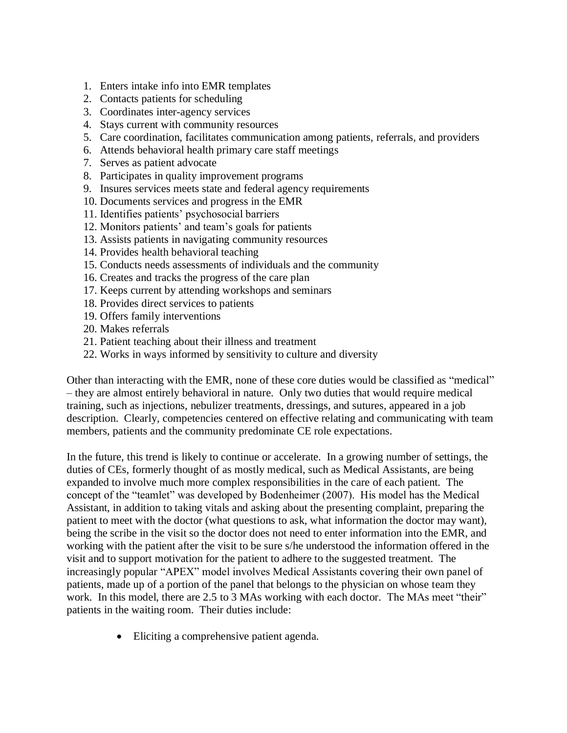1. Enters intake info into EMR templates
2. Contacts patients for scheduling
3. Coordinates inter-agency services
4. Stays current with community resources
5. Care coordination, facilitates communication among patients, referrals, and providers
6. Attends behavioral health primary care staff meetings
7. Serves as patient advocate
8. Participates in quality improvement programs
9. Insures services meets state and federal agency requirements
10. Documents services and progress in the EMR
11. Identifies patients' psychosocial barriers
12. Monitors patients' and team's goals for patients
13. Assists patients in navigating community resources
14. Provides health behavioral teaching
15. Conducts needs assessments of individuals and the community
16. Creates and tracks the progress of the care plan
17. Keeps current by attending workshops and seminars
18. Provides direct services to patients
19. Offers family interventions
20. Makes referrals
21. Patient teaching about their illness and treatment
22. Works in ways informed by sensitivity to culture and diversity

Other than interacting with the EMR, none of these core duties would be classified as "medical" – they are almost entirely behavioral in nature. Only two duties that would require medical training, such as injections, nebulizer treatments, dressings, and sutures, appeared in a job description. Clearly, competencies centered on effective relating and communicating with team members, patients and the community predominate CE role expectations.

In the future, this trend is likely to continue or accelerate. In a growing number of settings, the duties of CEs, formerly thought of as mostly medical, such as Medical Assistants, are being expanded to involve much more complex responsibilities in the care of each patient. The concept of the "teamlet" was developed by Bodenheimer (2007). His model has the Medical Assistant, in addition to taking vitals and asking about the presenting complaint, preparing the patient to meet with the doctor (what questions to ask, what information the doctor may want), being the scribe in the visit so the doctor does not need to enter information into the EMR, and working with the patient after the visit to be sure s/he understood the information offered in the visit and to support motivation for the patient to adhere to the suggested treatment. The increasingly popular "APEX" model involves Medical Assistants covering their own panel of patients, made up of a portion of the panel that belongs to the physician on whose team they work. In this model, there are 2.5 to 3 MAs working with each doctor. The MAs meet "their" patients in the waiting room. Their duties include:

- Eliciting a comprehensive patient agenda.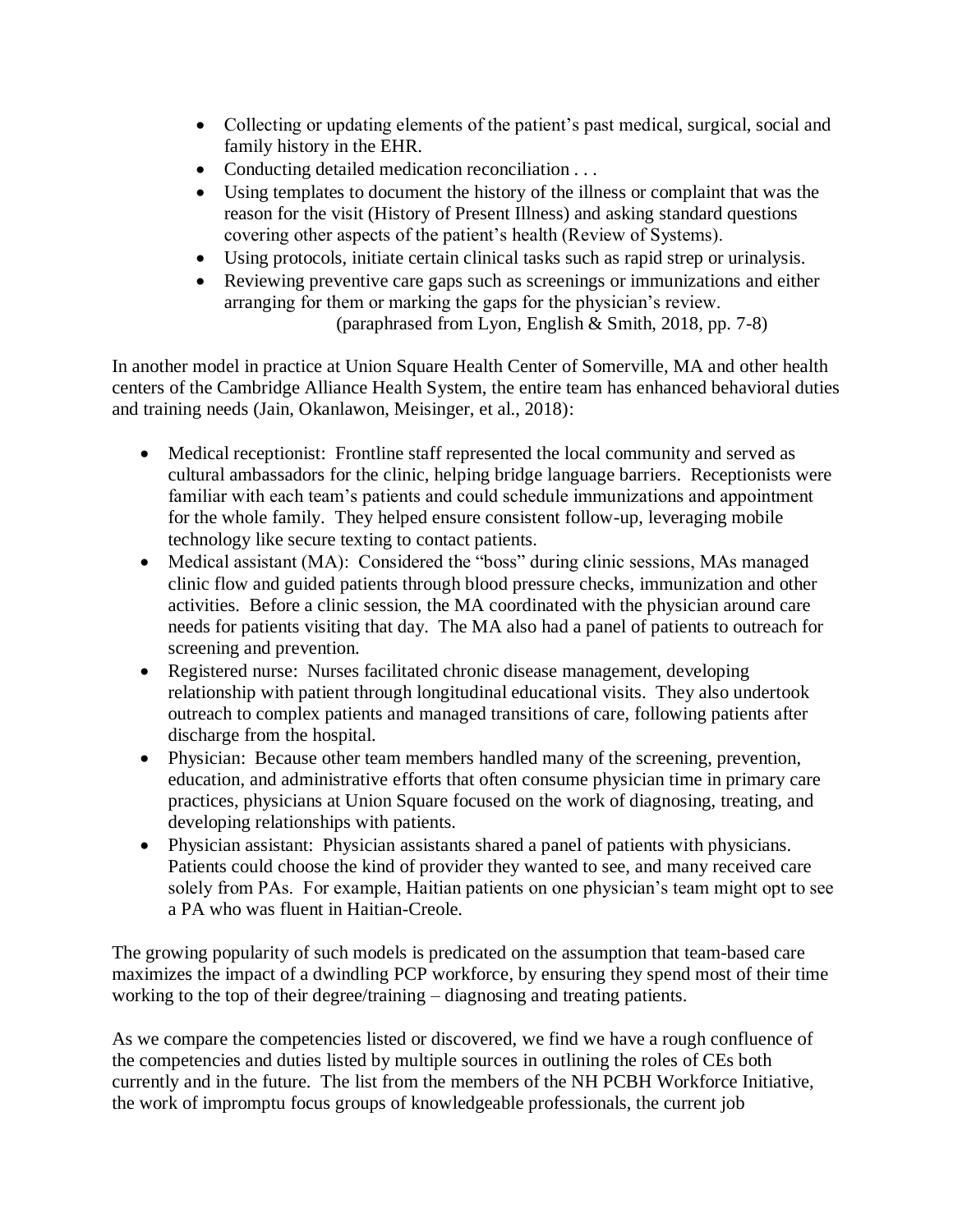- Collecting or updating elements of the patient's past medical, surgical, social and family history in the EHR.
- Conducting detailed medication reconciliation . . .
- Using templates to document the history of the illness or complaint that was the reason for the visit (History of Present Illness) and asking standard questions covering other aspects of the patient's health (Review of Systems).
- Using protocols, initiate certain clinical tasks such as rapid strep or urinalysis.
- Reviewing preventive care gaps such as screenings or immunizations and either arranging for them or marking the gaps for the physician's review.

(paraphrased from Lyon, English & Smith, 2018, pp. 7-8)

In another model in practice at Union Square Health Center of Somerville, MA and other health centers of the Cambridge Alliance Health System, the entire team has enhanced behavioral duties and training needs (Jain, Okanlawon, Meisinger, et al., 2018):

- Medical receptionist: Frontline staff represented the local community and served as cultural ambassadors for the clinic, helping bridge language barriers. Receptionists were familiar with each team's patients and could schedule immunizations and appointment for the whole family. They helped ensure consistent follow-up, leveraging mobile technology like secure texting to contact patients.
- Medical assistant (MA): Considered the "boss" during clinic sessions, MAs managed clinic flow and guided patients through blood pressure checks, immunization and other activities. Before a clinic session, the MA coordinated with the physician around care needs for patients visiting that day. The MA also had a panel of patients to outreach for screening and prevention.
- Registered nurse: Nurses facilitated chronic disease management, developing relationship with patient through longitudinal educational visits. They also undertook outreach to complex patients and managed transitions of care, following patients after discharge from the hospital.
- Physician: Because other team members handled many of the screening, prevention, education, and administrative efforts that often consume physician time in primary care practices, physicians at Union Square focused on the work of diagnosing, treating, and developing relationships with patients.
- Physician assistant: Physician assistants shared a panel of patients with physicians. Patients could choose the kind of provider they wanted to see, and many received care solely from PAs. For example, Haitian patients on one physician's team might opt to see a PA who was fluent in Haitian-Creole.

The growing popularity of such models is predicated on the assumption that team-based care maximizes the impact of a dwindling PCP workforce, by ensuring they spend most of their time working to the top of their degree/training – diagnosing and treating patients.

As we compare the competencies listed or discovered, we find we have a rough confluence of the competencies and duties listed by multiple sources in outlining the roles of CEs both currently and in the future. The list from the members of the NH PCBH Workforce Initiative, the work of impromptu focus groups of knowledgeable professionals, the current job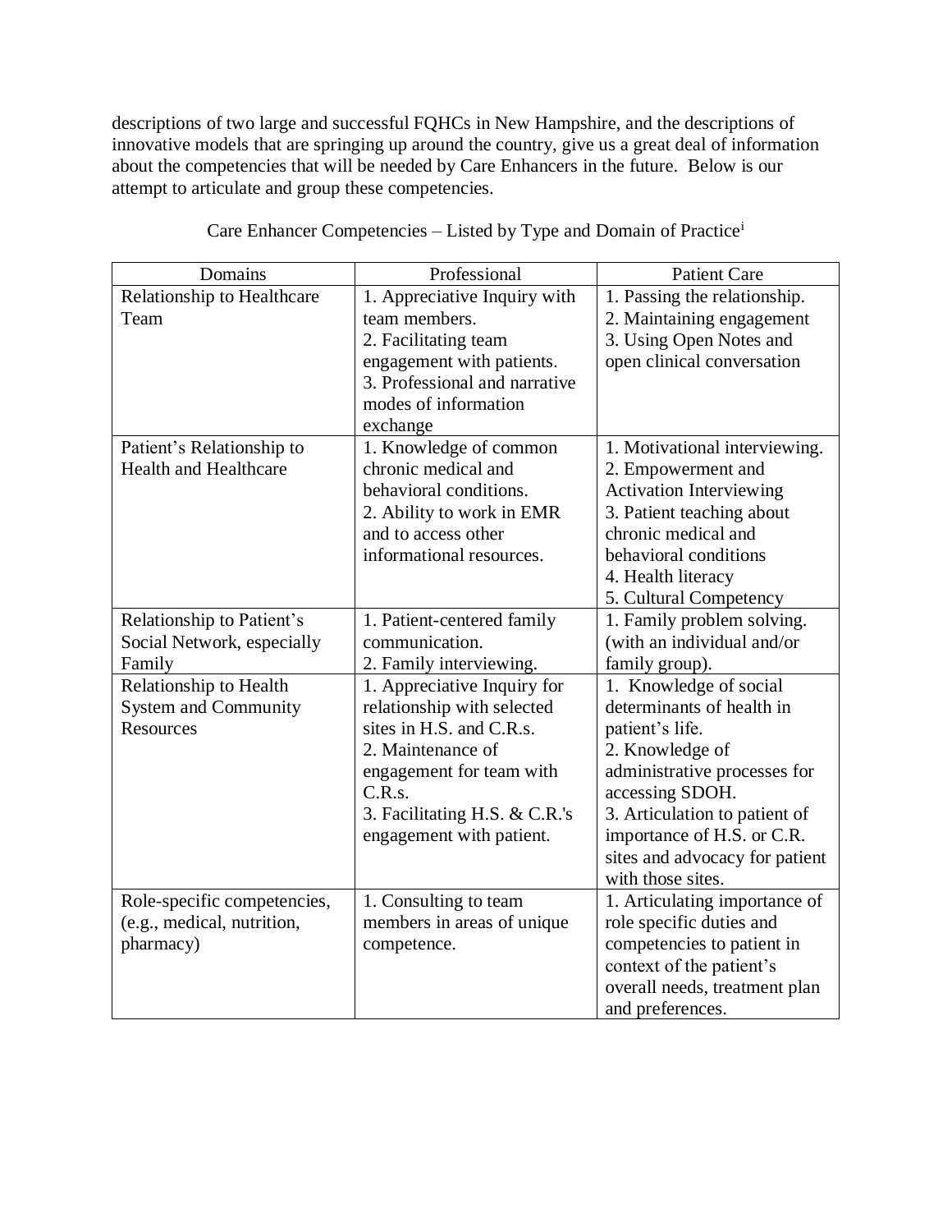descriptions of two large and successful FQHCs in New Hampshire, and the descriptions of innovative models that are springing up around the country, give us a great deal of information about the competencies that will be needed by Care Enhancers in the future. Below is our attempt to articulate and group these competencies.

Care Enhancer Competencies – Listed by Type and Domain of Practice[i]

| Domains | Professional | Patient Care |
|---|---|---|
| Relationship to Healthcare Team | 1. Appreciative Inquiry with team members.<br>2. Facilitating team engagement with patients.<br>3. Professional and narrative modes of information exchange | 1. Passing the relationship.<br>2. Maintaining engagement<br>3. Using Open Notes and open clinical conversation |
| Patient's Relationship to Health and Healthcare | 1. Knowledge of common chronic medical and behavioral conditions.<br>2. Ability to work in EMR and to access other informational resources. | 1. Motivational interviewing.<br>2. Empowerment and Activation Interviewing<br>3. Patient teaching about chronic medical and behavioral conditions<br>4. Health literacy<br>5. Cultural Competency |
| Relationship to Patient's Social Network, especially Family | 1. Patient-centered family communication.<br>2. Family interviewing. | 1. Family problem solving. (with an individual and/or family group). |
| Relationship to Health System and Community Resources | 1. Appreciative Inquiry for relationship with selected sites in H.S. and C.R.s.<br>2. Maintenance of engagement for team with C.R.s.<br>3. Facilitating H.S. & C.R.'s engagement with patient. | 1. Knowledge of social determinants of health in patient's life.<br>2. Knowledge of administrative processes for accessing SDOH.<br>3. Articulation to patient of importance of H.S. or C.R. sites and advocacy for patient with those sites. |
| Role-specific competencies, (e.g., medical, nutrition, pharmacy) | 1. Consulting to team members in areas of unique competence. | 1. Articulating importance of role specific duties and competencies to patient in context of the patient's overall needs, treatment plan and preferences. |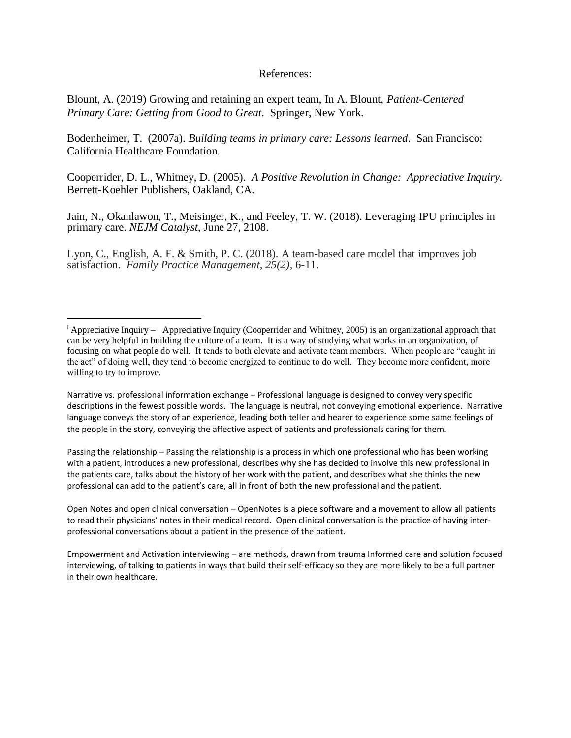References:

Blount, A. (2019) Growing and retaining an expert team, In A. Blount, *Patient-Centered Primary Care: Getting from Good to Great*. Springer, New York.

Bodenheimer, T. (2007a). *Building teams in primary care: Lessons learned*. San Francisco: California Healthcare Foundation.

Cooperrider, D. L., Whitney, D. (2005). *A Positive Revolution in Change: Appreciative Inquiry.* Berrett-Koehler Publishers, Oakland, CA.

Jain, N., Okanlawon, T., Meisinger, K., and Feeley, T. W. (2018). Leveraging IPU principles in primary care. *NEJM Catalyst*, June 27, 2108.

Lyon, C., English, A. F. & Smith, P. C. (2018). A team-based care model that improves job satisfaction. *Family Practice Management, 25(2)*, 6-11.

---

[i] Appreciative Inquiry – Appreciative Inquiry (Cooperrider and Whitney, 2005) is an organizational approach that can be very helpful in building the culture of a team. It is a way of studying what works in an organization, of focusing on what people do well. It tends to both elevate and activate team members. When people are "caught in the act" of doing well, they tend to become energized to continue to do well. They become more confident, more willing to try to improve.

Narrative vs. professional information exchange – Professional language is designed to convey very specific descriptions in the fewest possible words. The language is neutral, not conveying emotional experience. Narrative language conveys the story of an experience, leading both teller and hearer to experience some same feelings of the people in the story, conveying the affective aspect of patients and professionals caring for them.

Passing the relationship – Passing the relationship is a process in which one professional who has been working with a patient, introduces a new professional, describes why she has decided to involve this new professional in the patients care, talks about the history of her work with the patient, and describes what she thinks the new professional can add to the patient's care, all in front of both the new professional and the patient.

Open Notes and open clinical conversation – OpenNotes is a piece software and a movement to allow all patients to read their physicians' notes in their medical record. Open clinical conversation is the practice of having inter-professional conversations about a patient in the presence of the patient.

Empowerment and Activation interviewing – are methods, drawn from trauma Informed care and solution focused interviewing, of talking to patients in ways that build their self-efficacy so they are more likely to be a full partner in their own healthcare.